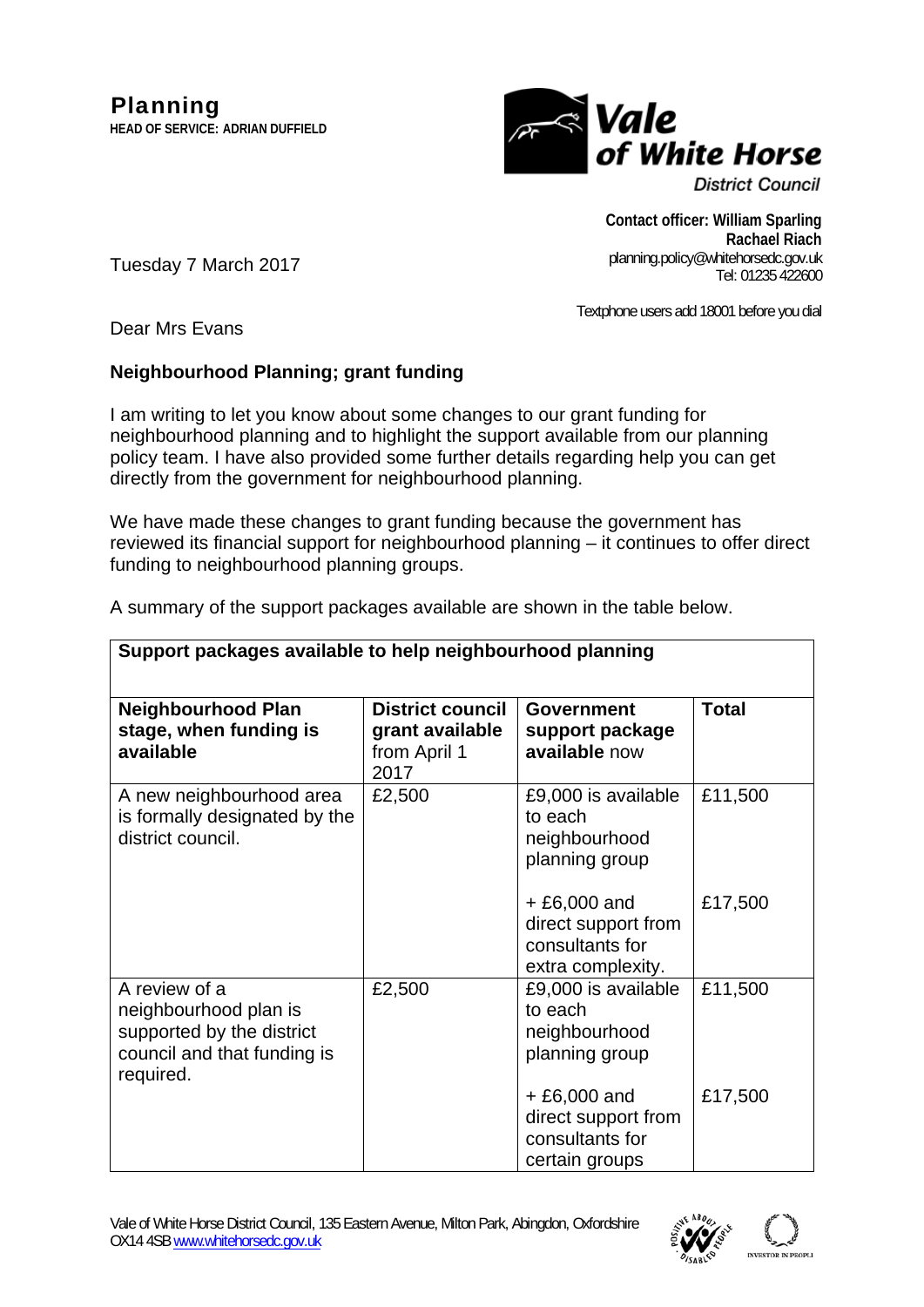**Planning**
**HEAD OF SERVICE: ADRIAN DUFFIELD**

Vale of White Horse District Council

**Contact officer: William Sparling**
**Rachael Riach**
planning.policy@whitehorsedc.gov.uk
Tel: 01235 422600

Textphone users add 18001 before you dial

Tuesday 7 March 2017

Dear Mrs Evans

**Neighbourhood Planning; grant funding**

I am writing to let you know about some changes to our grant funding for neighbourhood planning and to highlight the support available from our planning policy team. I have also provided some further details regarding help you can get directly from the government for neighbourhood planning.

We have made these changes to grant funding because the government has reviewed its financial support for neighbourhood planning – it continues to offer direct funding to neighbourhood planning groups.

A summary of the support packages available are shown in the table below.

**Support packages available to help neighbourhood planning**

| **Neighbourhood Plan stage, when funding is available** | **District council grant available** from April 1 2017 | **Government support package available** now | **Total** |
|---|---|---|---|
| A new neighbourhood area is formally designated by the district council. | £2,500 | £9,000 is available to each neighbourhood planning group | £11,500 |
| | | + £6,000 and direct support from consultants for extra complexity. | £17,500 |
| A review of a neighbourhood plan is supported by the district council and that funding is required. | £2,500 | £9,000 is available to each neighbourhood planning group | £11,500 |
| | | + £6,000 and direct support from consultants for certain groups | £17,500 |

Vale of White Horse District Council, 135 Eastern Avenue, Milton Park, Abingdon, Oxfordshire OX14 4SB www.whitehorsedc.gov.uk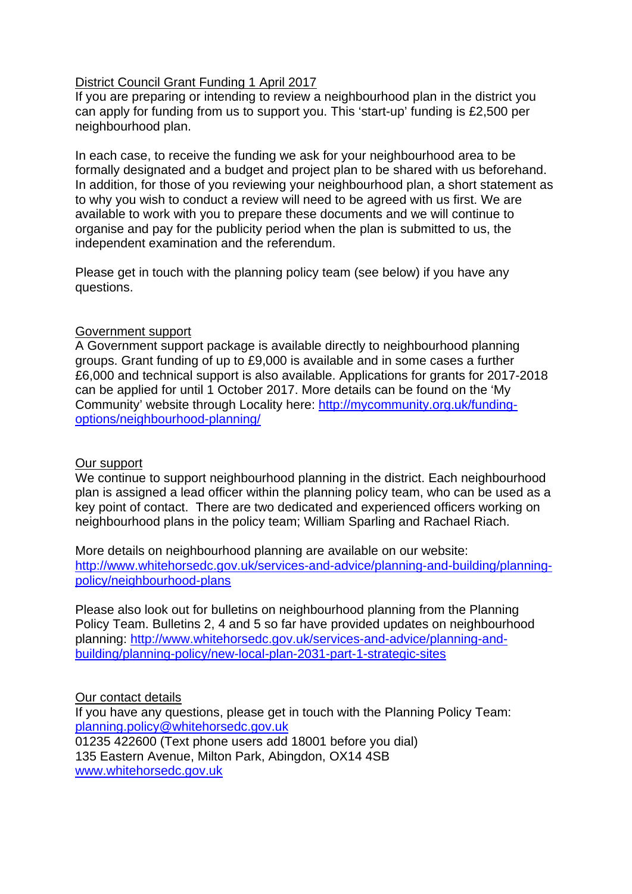## District Council Grant Funding 1 April 2017

If you are preparing or intending to review a neighbourhood plan in the district you can apply for funding from us to support you. This 'start-up' funding is £2,500 per neighbourhood plan.

In each case, to receive the funding we ask for your neighbourhood area to be formally designated and a budget and project plan to be shared with us beforehand. In addition, for those of you reviewing your neighbourhood plan, a short statement as to why you wish to conduct a review will need to be agreed with us first. We are available to work with you to prepare these documents and we will continue to organise and pay for the publicity period when the plan is submitted to us, the independent examination and the referendum.

Please get in touch with the planning policy team (see below) if you have any questions.

## Government support

A Government support package is available directly to neighbourhood planning groups. Grant funding of up to £9,000 is available and in some cases a further £6,000 and technical support is also available. Applications for grants for 2017-2018 can be applied for until 1 October 2017. More details can be found on the 'My Community' website through Locality here: [http://mycommunity.org.uk/funding-options/neighbourhood-planning/](http://mycommunity.org.uk/funding-options/neighbourhood-planning/)

## Our support

We continue to support neighbourhood planning in the district. Each neighbourhood plan is assigned a lead officer within the planning policy team, who can be used as a key point of contact. There are two dedicated and experienced officers working on neighbourhood plans in the policy team; William Sparling and Rachael Riach.

More details on neighbourhood planning are available on our website: [http://www.whitehorsedc.gov.uk/services-and-advice/planning-and-building/planning-policy/neighbourhood-plans](http://www.whitehorsedc.gov.uk/services-and-advice/planning-and-building/planning-policy/neighbourhood-plans)

Please also look out for bulletins on neighbourhood planning from the Planning Policy Team. Bulletins 2, 4 and 5 so far have provided updates on neighbourhood planning: [http://www.whitehorsedc.gov.uk/services-and-advice/planning-and-building/planning-policy/new-local-plan-2031-part-1-strategic-sites](http://www.whitehorsedc.gov.uk/services-and-advice/planning-and-building/planning-policy/new-local-plan-2031-part-1-strategic-sites)

## Our contact details

If you have any questions, please get in touch with the Planning Policy Team:
[planning.policy@whitehorsedc.gov.uk](mailto:planning.policy@whitehorsedc.gov.uk)
01235 422600 (Text phone users add 18001 before you dial)
135 Eastern Avenue, Milton Park, Abingdon, OX14 4SB
[www.whitehorsedc.gov.uk](http://www.whitehorsedc.gov.uk)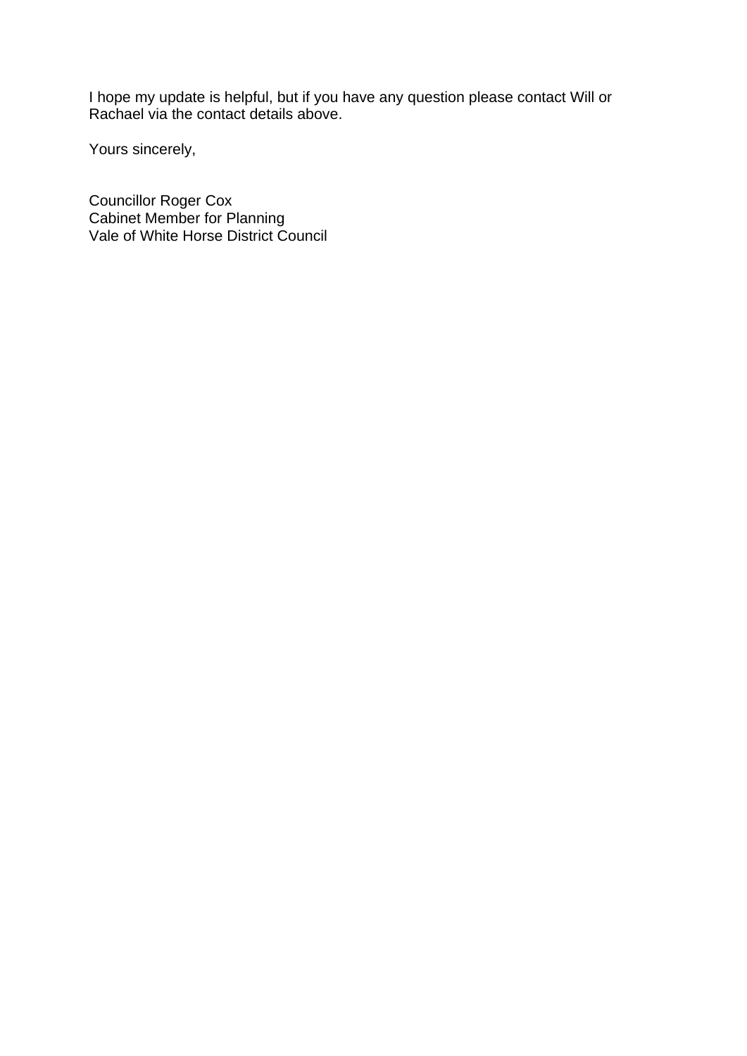I hope my update is helpful, but if you have any question please contact Will or Rachael via the contact details above.

Yours sincerely,

Councillor Roger Cox
Cabinet Member for Planning
Vale of White Horse District Council